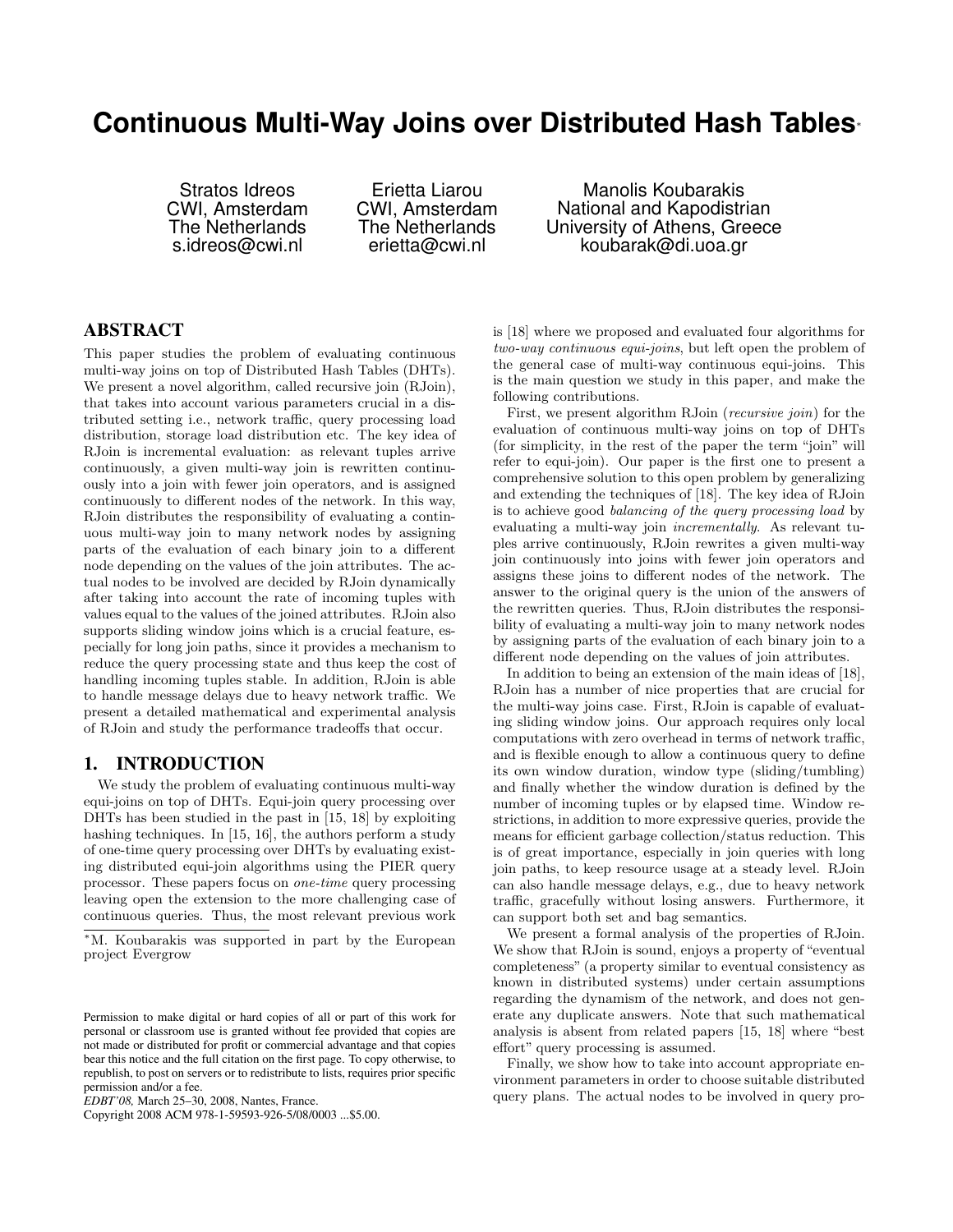# Continuous Multi-Way Joins over Distributed Hash Tables*

Stratos Idreos
CWI, Amsterdam
The Netherlands
s.idreos@cwi.nl

Erietta Liarou
CWI, Amsterdam
The Netherlands
erietta@cwi.nl

Manolis Koubarakis
National and Kapodistrian
University of Athens, Greece
koubarak@di.uoa.gr

## ABSTRACT

This paper studies the problem of evaluating continuous multi-way joins on top of Distributed Hash Tables (DHTs). We present a novel algorithm, called recursive join (RJoin), that takes into account various parameters crucial in a distributed setting i.e., network traffic, query processing load distribution, storage load distribution etc. The key idea of RJoin is incremental evaluation: as relevant tuples arrive continuously, a given multi-way join is rewritten continuously into a join with fewer join operators, and is assigned continuously to different nodes of the network. In this way, RJoin distributes the responsibility of evaluating a continuous multi-way join to many network nodes by assigning parts of the evaluation of each binary join to a different node depending on the values of the join attributes. The actual nodes to be involved are decided by RJoin dynamically after taking into account the rate of incoming tuples with values equal to the values of the joined attributes. RJoin also supports sliding window joins which is a crucial feature, especially for long join paths, since it provides a mechanism to reduce the query processing state and thus keep the cost of handling incoming tuples stable. In addition, RJoin is able to handle message delays due to heavy network traffic. We present a detailed mathematical and experimental analysis of RJoin and study the performance tradeoffs that occur.

## 1. INTRODUCTION

We study the problem of evaluating continuous multi-way equi-joins on top of DHTs. Equi-join query processing over DHTs has been studied in the past in [15, 18] by exploiting hashing techniques. In [15, 16], the authors perform a study of one-time query processing over DHTs by evaluating existing distributed equi-join algorithms using the PIER query processor. These papers focus on *one-time* query processing leaving open the extension to the more challenging case of continuous queries. Thus, the most relevant previous work is [18] where we proposed and evaluated four algorithms for *two-way continuous equi-joins*, but left open the problem of the general case of multi-way continuous equi-joins. This is the main question we study in this paper, and make the following contributions.

First, we present algorithm RJoin (*recursive join*) for the evaluation of continuous multi-way joins on top of DHTs (for simplicity, in the rest of the paper the term "join" will refer to equi-join). Our paper is the first one to present a comprehensive solution to this open problem by generalizing and extending the techniques of [18]. The key idea of RJoin is to achieve good *balancing of the query processing load* by evaluating a multi-way join *incrementally*. As relevant tuples arrive continuously, RJoin rewrites a given multi-way join continuously into joins with fewer join operators and assigns these joins to different nodes of the network. The answer to the original query is the union of the answers of the rewritten queries. Thus, RJoin distributes the responsibility of evaluating a multi-way join to many network nodes by assigning parts of the evaluation of each binary join to a different node depending on the values of join attributes.

In addition to being an extension of the main ideas of [18], RJoin has a number of nice properties that are crucial for the multi-way joins case. First, RJoin is capable of evaluating sliding window joins. Our approach requires only local computations with zero overhead in terms of network traffic, and is flexible enough to allow a continuous query to define its own window duration, window type (sliding/tumbling) and finally whether the window duration is defined by the number of incoming tuples or by elapsed time. Window restrictions, in addition to more expressive queries, provide the means for efficient garbage collection/status reduction. This is of great importance, especially in join queries with long join paths, to keep resource usage at a steady level. RJoin can also handle message delays, e.g., due to heavy network traffic, gracefully without losing answers. Furthermore, it can support both set and bag semantics.

We present a formal analysis of the properties of RJoin. We show that RJoin is sound, enjoys a property of "eventual completeness" (a property similar to eventual consistency as known in distributed systems) under certain assumptions regarding the dynamism of the network, and does not generate any duplicate answers. Note that such mathematical analysis is absent from related papers [15, 18] where "best effort" query processing is assumed.

Finally, we show how to take into account appropriate environment parameters in order to choose suitable distributed query plans. The actual nodes to be involved in query pro-

*M. Koubarakis was supported in part by the European project Evergrow

Permission to make digital or hard copies of all or part of this work for personal or classroom use is granted without fee provided that copies are not made or distributed for profit or commercial advantage and that copies bear this notice and the full citation on the first page. To copy otherwise, to republish, to post on servers or to redistribute to lists, requires prior specific permission and/or a fee.
*EDBT'08,* March 25–30, 2008, Nantes, France.
Copyright 2008 ACM 978-1-59593-926-5/08/0003 ...$5.00.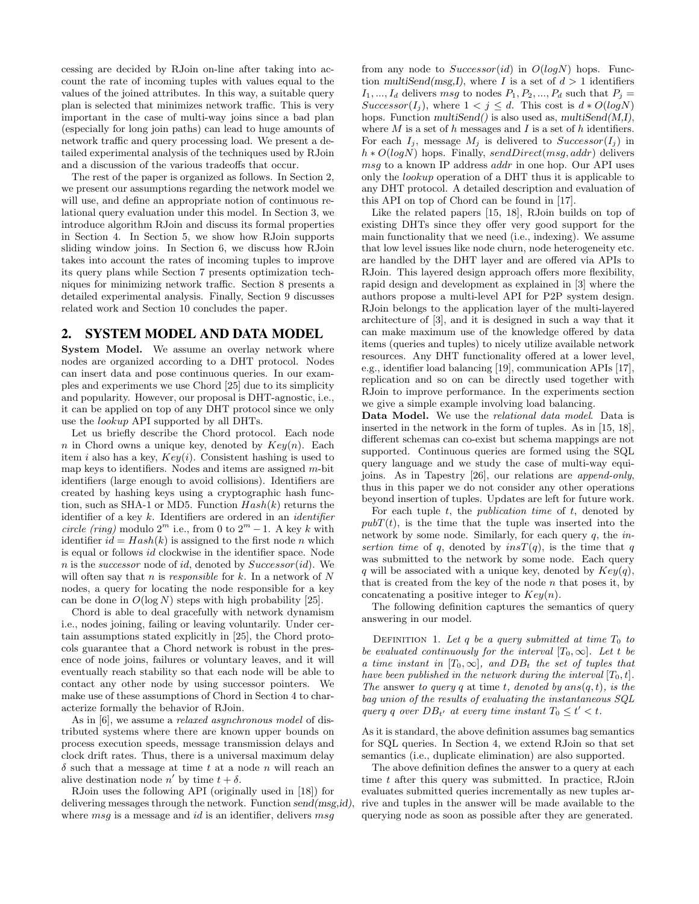cessing are decided by RJoin on-line after taking into account the rate of incoming tuples with values equal to the values of the joined attributes. In this way, a suitable query plan is selected that minimizes network traffic. This is very important in the case of multi-way joins since a bad plan (especially for long join paths) can lead to huge amounts of network traffic and query processing load. We present a detailed experimental analysis of the techniques used by RJoin and a discussion of the various tradeoffs that occur.

The rest of the paper is organized as follows. In Section 2, we present our assumptions regarding the network model we will use, and define an appropriate notion of continuous relational query evaluation under this model. In Section 3, we introduce algorithm RJoin and discuss its formal properties in Section 4. In Section 5, we show how RJoin supports sliding window joins. In Section 6, we discuss how RJoin takes into account the rates of incoming tuples to improve its query plans while Section 7 presents optimization techniques for minimizing network traffic. Section 8 presents a detailed experimental analysis. Finally, Section 9 discusses related work and Section 10 concludes the paper.

## 2. SYSTEM MODEL AND DATA MODEL

**System Model.** We assume an overlay network where nodes are organized according to a DHT protocol. Nodes can insert data and pose continuous queries. In our examples and experiments we use Chord [25] due to its simplicity and popularity. However, our proposal is DHT-agnostic, i.e., it can be applied on top of any DHT protocol since we only use the *lookup* API supported by all DHTs.

Let us briefly describe the Chord protocol. Each node $n$ in Chord owns a unique key, denoted by $Key(n)$. Each item $i$ also has a key, $Key(i)$. Consistent hashing is used to map keys to identifiers. Nodes and items are assigned $m$-bit identifiers (large enough to avoid collisions). Identifiers are created by hashing keys using a cryptographic hash function, such as SHA-1 or MD5. Function $Hash(k)$ returns the identifier of a key $k$. Identifiers are ordered in an *identifier circle (ring)* modulo $2^m$ i.e., from 0 to $2^m - 1$. A key $k$ with identifier $id = Hash(k)$ is assigned to the first node $n$ which is equal or follows $id$ clockwise in the identifier space. Node $n$ is the *successor* node of $id$, denoted by $Successor(id)$. We will often say that $n$ is *responsible* for $k$. In a network of $N$ nodes, a query for locating the node responsible for a key can be done in $O(\log N)$ steps with high probability [25].

Chord is able to deal gracefully with network dynamism i.e., nodes joining, failing or leaving voluntarily. Under certain assumptions stated explicitly in [25], the Chord protocols guarantee that a Chord network is robust in the presence of node joins, failures or voluntary leaves, and it will eventually reach stability so that each node will be able to contact any other node by using successor pointers. We make use of these assumptions of Chord in Section 4 to characterize formally the behavior of RJoin.

As in [6], we assume a *relaxed asynchronous model* of distributed systems where there are known upper bounds on process execution speeds, message transmission delays and clock drift rates. Thus, there is a universal maximum delay $\delta$ such that a message at time $t$ at a node $n$ will reach an alive destination node $n'$ by time $t + \delta$.

RJoin uses the following API (originally used in [18]) for delivering messages through the network. Function *send(msg,id)*, where *msg* is a message and *id* is an identifier, delivers *msg* from any node to $Successor(id)$ in $O(logN)$ hops. Function *multiSend(msg,I)*, where $I$ is a set of $d > 1$ identifiers $I_1, ..., I_d$ delivers *msg* to nodes $P_1, P_2, ..., P_d$ such that $P_j = Successor(I_j)$, where $1 < j \leq d$. This cost is $d * O(logN)$ hops. Function *multiSend()* is also used as, *multiSend(M,I)*, where $M$ is a set of $h$ messages and $I$ is a set of $h$ identifiers. For each $I_j$, message $M_j$ is delivered to $Successor(I_j)$ in $h * O(logN)$ hops. Finally, $sendDirect(msg, addr)$ delivers *msg* to a known IP address *addr* in one hop. Our API uses only the *lookup* operation of a DHT thus it is applicable to any DHT protocol. A detailed description and evaluation of this API on top of Chord can be found in [17].

Like the related papers [15, 18], RJoin builds on top of existing DHTs since they offer very good support for the main functionality that we need (i.e., indexing). We assume that low level issues like node churn, node heterogeneity etc. are handled by the DHT layer and are offered via APIs to RJoin. This layered design approach offers more flexibility, rapid design and development as explained in [3] where the authors propose a multi-level API for P2P system design. RJoin belongs to the application layer of the multi-layered architecture of [3], and it is designed in such a way that it can make maximum use of the knowledge offered by data items (queries and tuples) to nicely utilize available network resources. Any DHT functionality offered at a lower level, e.g., identifier load balancing [19], communication APIs [17], replication and so on can be directly used together with RJoin to improve performance. In the experiments section we give a simple example involving load balancing.

**Data Model.** We use the *relational data model*. Data is inserted in the network in the form of tuples. As in [15, 18], different schemas can co-exist but schema mappings are not supported. Continuous queries are formed using the SQL query language and we study the case of multi-way equi-joins. As in Tapestry [26], our relations are *append-only*, thus in this paper we do not consider any other operations beyond insertion of tuples. Updates are left for future work.

For each tuple $t$, the *publication time* of $t$, denoted by $pubT(t)$, is the time that the tuple was inserted into the network by some node. Similarly, for each query $q$, the *insertion time* of $q$, denoted by $insT(q)$, is the time that $q$ was submitted to the network by some node. Each query $q$ will be associated with a unique key, denoted by $Key(q)$, that is created from the key of the node $n$ that poses it, by concatenating a positive integer to $Key(n)$.

The following definition captures the semantics of query answering in our model.

Definition 1. *Let $q$ be a query submitted at time $T_0$ to be evaluated continuously for the interval $[T_0, \infty]$. Let $t$ be a time instant in $[T_0, \infty]$, and $DB_t$ the set of tuples that have been published in the network during the interval $[T_0, t]$. The answer to query $q$ at time $t$, denoted by $ans(q, t)$, is the bag union of the results of evaluating the instantaneous SQL query $q$ over $DB_{t'}$ at every time instant $T_0 \leq t' < t$.*

As it is standard, the above definition assumes bag semantics for SQL queries. In Section 4, we extend RJoin so that set semantics (i.e., duplicate elimination) are also supported.

The above definition defines the answer to a query at each time $t$ after this query was submitted. In practice, RJoin evaluates submitted queries incrementally as new tuples arrive and tuples in the answer will be made available to the querying node as soon as possible after they are generated.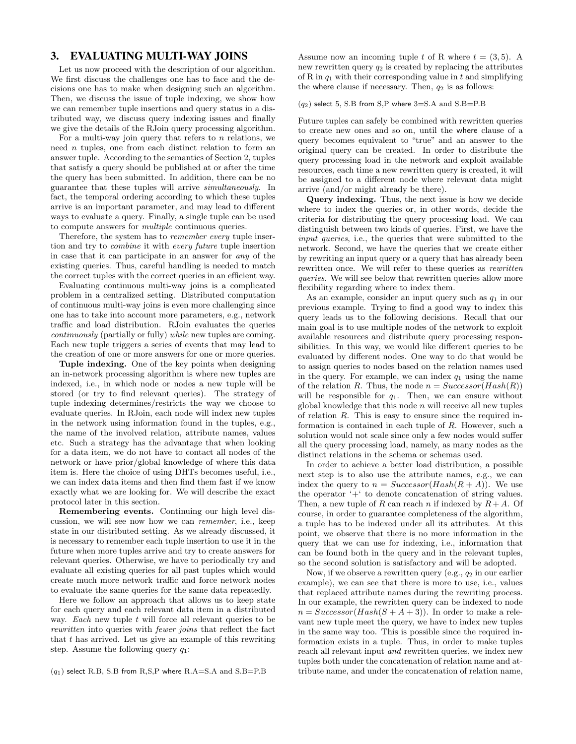## 3. EVALUATING MULTI-WAY JOINS

Let us now proceed with the description of our algorithm. We first discuss the challenges one has to face and the decisions one has to make when designing such an algorithm. Then, we discuss the issue of tuple indexing, we show how we can remember tuple insertions and query status in a distributed way, we discuss query indexing issues and finally we give the details of the RJoin query processing algorithm.

For a multi-way join query that refers to $n$ relations, we need $n$ tuples, one from each distinct relation to form an answer tuple. According to the semantics of Section 2, tuples that satisfy a query should be published at or after the time the query has been submitted. In addition, there can be no guarantee that these tuples will arrive *simultaneously*. In fact, the temporal ordering according to which these tuples arrive is an important parameter, and may lead to different ways to evaluate a query. Finally, a single tuple can be used to compute answers for *multiple* continuous queries.

Therefore, the system has to *remember every* tuple insertion and try to *combine* it with *every future* tuple insertion in case that it can participate in an answer for *any* of the existing queries. Thus, careful handling is needed to match the correct tuples with the correct queries in an efficient way.

Evaluating continuous multi-way joins is a complicated problem in a centralized setting. Distributed computation of continuous multi-way joins is even more challenging since one has to take into account more parameters, e.g., network traffic and load distribution. RJoin evaluates the queries *continuously* (partially or fully) *while* new tuples are coming. Each new tuple triggers a series of events that may lead to the creation of one or more answers for one or more queries.

**Tuple indexing.** One of the key points when designing an in-network processing algorithm is where new tuples are indexed, i.e., in which node or nodes a new tuple will be stored (or try to find relevant queries). The strategy of tuple indexing determines/restricts the way we choose to evaluate queries. In RJoin, each node will index new tuples in the network using information found in the tuples, e.g., the name of the involved relation, attribute names, values etc. Such a strategy has the advantage that when looking for a data item, we do not have to contact all nodes of the network or have prior/global knowledge of where this data item is. Here the choice of using DHTs becomes useful, i.e., we can index data items and then find them fast if we know exactly what we are looking for. We will describe the exact protocol later in this section.

**Remembering events.** Continuing our high level discussion, we will see now how we can *remember*, i.e., keep state in our distributed setting. As we already discussed, it is necessary to remember each tuple insertion to use it in the future when more tuples arrive and try to create answers for relevant queries. Otherwise, we have to periodically try and evaluate all existing queries for all past tuples which would create much more network traffic and force network nodes to evaluate the same queries for the same data repeatedly.

Here we follow an approach that allows us to keep state for each query and each relevant data item in a distributed way. *Each* new tuple $t$ will force all relevant queries to be *rewritten* into queries with *fewer joins* that reflect the fact that $t$ has arrived. Let us give an example of this rewriting step. Assume the following query $q_1$:

($q_1$) select R.B, S.B from R,S,P where R.A=S.A and S.B=P.B

Assume now an incoming tuple $t$ of R where $t = (3, 5)$. A new rewritten query $q_2$ is created by replacing the attributes of R in $q_1$ with their corresponding value in $t$ and simplifying the where clause if necessary. Then, $q_2$ is as follows:

($q_2$) select 5, S.B from S,P where 3=S.A and S.B=P.B

Future tuples can safely be combined with rewritten queries to create new ones and so on, until the where clause of a query becomes equivalent to "true" and an answer to the original query can be created. In order to distribute the query processing load in the network and exploit available resources, each time a new rewritten query is created, it will be assigned to a different node where relevant data might arrive (and/or might already be there).

**Query indexing.** Thus, the next issue is how we decide where to index the queries or, in other words, decide the criteria for distributing the query processing load. We can distinguish between two kinds of queries. First, we have the *input queries*, i.e., the queries that were submitted to the network. Second, we have the queries that we create either by rewriting an input query or a query that has already been rewritten once. We will refer to these queries as *rewritten queries*. We will see below that rewritten queries allow more flexibility regarding where to index them.

As an example, consider an input query such as $q_1$ in our previous example. Trying to find a good way to index this query leads us to the following decisions. Recall that our main goal is to use multiple nodes of the network to exploit available resources and distribute query processing responsibilities. In this way, we would like different queries to be evaluated by different nodes. One way to do that would be to assign queries to nodes based on the relation names used in the query. For example, we can index $q_1$ using the name of the relation $R$. Thus, the node $n = Successor(Hash(R))$ will be responsible for $q_1$. Then, we can ensure without global knowledge that this node $n$ will receive all new tuples of relation $R$. This is easy to ensure since the required information is contained in each tuple of $R$. However, such a solution would not scale since only a few nodes would suffer all the query processing load, namely, as many nodes as the distinct relations in the schema or schemas used.

In order to achieve a better load distribution, a possible next step is to also use the attribute names, e.g., we can index the query to $n = Successor(Hash(R + A))$. We use the operator '+' to denote concatenation of string values. Then, a new tuple of $R$ can reach $n$ if indexed by $R + A$. Of course, in order to guarantee completeness of the algorithm, a tuple has to be indexed under all its attributes. At this point, we observe that there is no more information in the query that we can use for indexing, i.e., information that can be found both in the query and in the relevant tuples, so the second solution is satisfactory and will be adopted.

Now, if we observe a rewritten query (e.g., $q_2$ in our earlier example), we can see that there is more to use, i.e., values that replaced attribute names during the rewriting process. In our example, the rewritten query can be indexed to node $n = Successor(Hash(S + A + 3))$. In order to make a relevant new tuple meet the query, we have to index new tuples in the same way too. This is possible since the required information exists in a tuple. Thus, in order to make tuples reach all relevant input *and* rewritten queries, we index new tuples both under the concatenation of relation name and attribute name, and under the concatenation of relation name,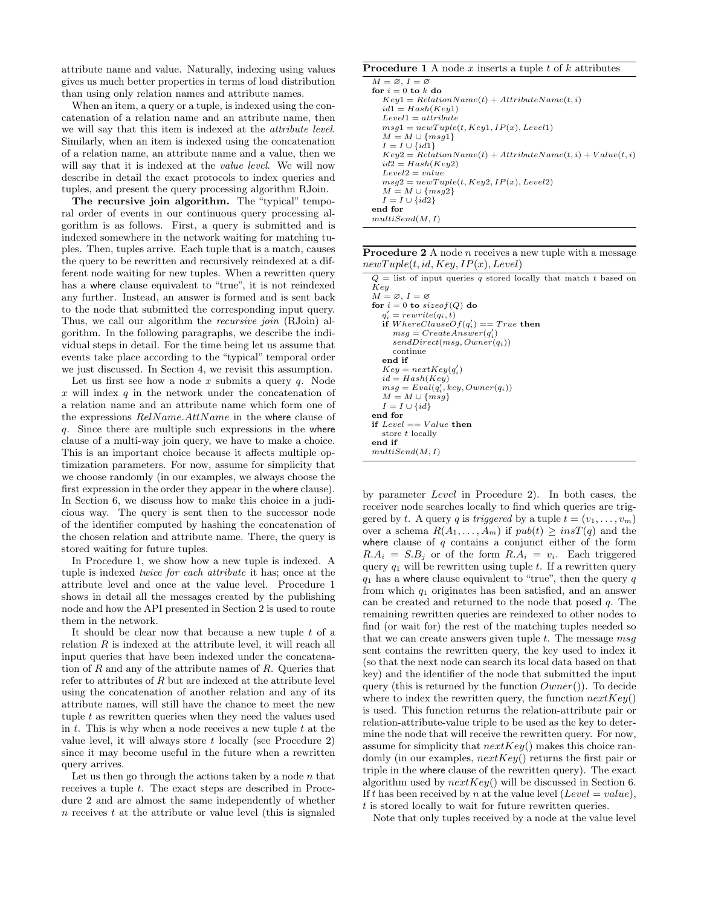attribute name and value. Naturally, indexing using values gives us much better properties in terms of load distribution than using only relation names and attribute names.

When an item, a query or a tuple, is indexed using the concatenation of a relation name and an attribute name, then we will say that this item is indexed at the *attribute level*. Similarly, when an item is indexed using the concatenation of a relation name, an attribute name and a value, then we will say that it is indexed at the *value level*. We will now describe in detail the exact protocols to index queries and tuples, and present the query processing algorithm RJoin.

**The recursive join algorithm.** The "typical" temporal order of events in our continuous query processing algorithm is as follows. First, a query is submitted and is indexed somewhere in the network waiting for matching tuples. Then, tuples arrive. Each tuple that is a match, causes the query to be rewritten and recursively reindexed at a different node waiting for new tuples. When a rewritten query has a where clause equivalent to "true", it is not reindexed any further. Instead, an answer is formed and is sent back to the node that submitted the corresponding input query. Thus, we call our algorithm the *recursive join* (RJoin) algorithm. In the following paragraphs, we describe the individual steps in detail. For the time being let us assume that events take place according to the "typical" temporal order we just discussed. In Section 4, we revisit this assumption.

Let us first see how a node $x$ submits a query $q$. Node $x$ will index $q$ in the network under the concatenation of a relation name and an attribute name which form one of the expressions $RelName.AttName$ in the where clause of $q$. Since there are multiple such expressions in the where clause of a multi-way join query, we have to make a choice. This is an important choice because it affects multiple optimization parameters. For now, assume for simplicity that we choose randomly (in our examples, we always choose the first expression in the order they appear in the where clause). In Section 6, we discuss how to make this choice in a judicious way. The query is sent then to the successor node of the identifier computed by hashing the concatenation of the chosen relation and attribute name. There, the query is stored waiting for future tuples.

In Procedure 1, we show how a new tuple is indexed. A tuple is indexed *twice for each attribute* it has; once at the attribute level and once at the value level. Procedure 1 shows in detail all the messages created by the publishing node and how the API presented in Section 2 is used to route them in the network.

It should be clear now that because a new tuple $t$ of a relation $R$ is indexed at the attribute level, it will reach all input queries that have been indexed under the concatenation of $R$ and any of the attribute names of $R$. Queries that refer to attributes of $R$ but are indexed at the attribute level using the concatenation of another relation and any of its attribute names, will still have the chance to meet the new tuple $t$ as rewritten queries when they need the values used in $t$. This is why when a node receives a new tuple $t$ at the value level, it will always store $t$ locally (see Procedure 2) since it may become useful in the future when a rewritten query arrives.

Let us then go through the actions taken by a node $n$ that receives a tuple $t$. The exact steps are described in Procedure 2 and are almost the same independently of whether $n$ receives $t$ at the attribute or value level (this is signaled by parameter $Level$ in Procedure 2). In both cases, the receiver node searches locally to find which queries are triggered by $t$. A query $q$ is *triggered* by a tuple $t = (v_1, \ldots, v_m)$ over a schema $R(A_1, \ldots, A_m)$ if $pub(t) \geq insT(q)$ and the where clause of $q$ contains a conjunct either of the form $R.A_i = S.B_j$ or of the form $R.A_i = v_i$. Each triggered query $q_1$ will be rewritten using tuple $t$. If a rewritten query $q_1$ has a where clause equivalent to "true", then the query $q$ from which $q_1$ originates has been satisfied, and an answer can be created and returned to the node that posed $q$. The remaining rewritten queries are reindexed to other nodes to find (or wait for) the rest of the matching tuples needed so that we can create answers given tuple $t$. The message $msg$ sent contains the rewritten query, the key used to index it (so that the next node can search its local data based on that key) and the identifier of the node that submitted the input query (this is returned by the function $Owner()$). To decide where to index the rewritten query, the function $nextKey()$ is used. This function returns the relation-attribute pair or relation-attribute-value triple to be used as the key to determine the node that will receive the rewritten query. For now, assume for simplicity that $nextKey()$ makes this choice randomly (in our examples, $nextKey()$ returns the first pair or triple in the where clause of the rewritten query). The exact algorithm used by $nextKey()$ will be discussed in Section 6. If $t$ has been received by $n$ at the value level ($Level = value$), $t$ is stored locally to wait for future rewritten queries.

Note that only tuples received by a node at the value level

**Procedure 1** A node $x$ inserts a tuple $t$ of $k$ attributes

```
M = ∅, I = ∅
for i = 0 to k do
  Key1 = RelationName(t) + AttributeName(t, i)
  id1 = Hash(Key1)
  Level1 = attribute
  msg1 = newTuple(t, Key1, IP(x), Level1)
  M = M ∪ {msg1}
  I = I ∪ {id1}
  Key2 = RelationName(t) + AttributeName(t, i) + Value(t, i)
  id2 = Hash(Key2)
  Level2 = value
  msg2 = newTuple(t, Key2, IP(x), Level2)
  M = M ∪ {msg2}
  I = I ∪ {id2}
end for
multiSend(M, I)
```

**Procedure 2** A node $n$ receives a new tuple with a message $newTuple(t, id, Key, IP(x), Level)$

```
Q = list of input queries q stored locally that match t based on
Key
M = ∅, I = ∅
for i = 0 to sizeof(Q) do
  q'_i = rewrite(q_i, t)
  if WhereClauseOf(q'_i) == True then
    msg = CreateAnswer(q'_i)
    sendDirect(msg, Owner(q_i))
    continue
  end if
  Key = nextKey(q'_i)
  id = Hash(Key)
  msg = Eval(q'_i, key, Owner(q_i))
  M = M ∪ {msg}
  I = I ∪ {id}
end for
if Level == Value then
  store t locally
end if
multiSend(M, I)
```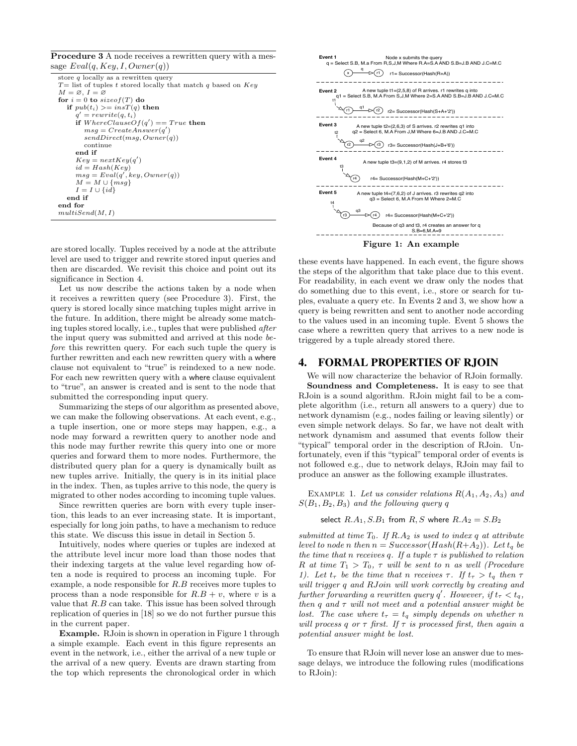**Procedure 3** A node receives a rewritten query with a message $Eval(q, Key, I, Owner(q))$

```
store q locally as a rewritten query
T= list of tuples t stored locally that match q based on Key
M = ∅, I = ∅
for i = 0 to sizeof(T) do
   if pub(t_i) >= insT(q) then
      q' = rewrite(q, t_i)
      if WhereClauseOf(q') == True then
         msg = CreateAnswer(q')
         sendDirect(msg, Owner(q))
         continue
      end if
      Key = nextKey(q')
      id = Hash(Key)
      msg = Eval(q', key, Owner(q))
      M = M ∪ {msg}
      I = I ∪ {id}
   end if
end for
multiSend(M, I)
```

are stored locally. Tuples received by a node at the attribute level are used to trigger and rewrite stored input queries and then are discarded. We revisit this choice and point out its significance in Section 4.

Let us now describe the actions taken by a node when it receives a rewritten query (see Procedure 3). First, the query is stored locally since matching tuples might arrive in the future. In addition, there might be already some matching tuples stored locally, i.e., tuples that were published *after* the input query was submitted and arrived at this node *before* this rewritten query. For each such tuple the query is further rewritten and each new rewritten query with a where clause not equivalent to "true" is reindexed to a new node. For each new rewritten query with a where clause equivalent to "true", an answer is created and is sent to the node that submitted the corresponding input query.

Summarizing the steps of our algorithm as presented above, we can make the following observations. At each event, e.g., a tuple insertion, one or more steps may happen, e.g., a node may forward a rewritten query to another node and this node may further rewrite this query into one or more queries and forward them to more nodes. Furthermore, the distributed query plan for a query is dynamically built as new tuples arrive. Initially, the query is in its initial place in the index. Then, as tuples arrive to this node, the query is migrated to other nodes according to incoming tuple values.

Since rewritten queries are born with every tuple insertion, this leads to an ever increasing state. It is important, especially for long join paths, to have a mechanism to reduce this state. We discuss this issue in detail in Section 5.

Intuitively, nodes where queries or tuples are indexed at the attribute level incur more load than those nodes that their indexing targets at the value level regarding how often a node is required to process an incoming tuple. For example, a node responsible for $R.B$ receives more tuples to process than a node responsible for $R.B + v$, where $v$ is a value that $R.B$ can take. This issue has been solved through replication of queries in [18] so we do not further pursue this in the current paper.

**Example.** RJoin is shown in operation in Figure 1 through a simple example. Each event in this figure represents an event in the network, i.e., either the arrival of a new tuple or the arrival of a new query. Events are drawn starting from the top which represents the chronological order in which

**Event 1** Node x submits the query
q = Select S.B, M.a From R,S,J,M Where R.A=S.A AND S.B=J.B AND J.C=M.C
x → r1 (q); r1= Successor(Hash(R+A))

**Event 2** A new tuple t1=(2,5,8) of R arrives. r1 rewrites q into
q1 = Select S.B, M.A From S,J,M Where 2=S.A AND S.B=J.B AND J.C=M.C
r1 → r2 (q1); r2= Successor(Hash(S+A+'2'))

**Event 3** A new tuple t2=(2,6,3) of S arrives. r2 rewrites q1 into
q2 = Select 6, M.A From J,M Where 6=J.B AND J.C=M.C
r2 → r3 (q2); r3= Successor(Hash(J+B+'6'))

**Event 4** A new tuple t3=(9,1,2) of M arrives. r4 stores t3
r4= Successor(Hash(M+C+'2'))

**Event 5** A new tuple t4=(7,6,2) of J arrives. r3 rewrites q2 into
q3 = Select 6, M.A From M Where 2=M.C
r3 → r4 (q3); r4= Successor(Hash(M+C+'2'))
Because of q3 and t3, r4 creates an answer for q
S.B=6,M.A=9

**Figure 1: An example**

these events have happened. In each event, the figure shows the steps of the algorithm that take place due to this event. For readability, in each event we draw only the nodes that do something due to this event, i.e., store or search for tuples, evaluate a query etc. In Events 2 and 3, we show how a query is being rewritten and sent to another node according to the values used in an incoming tuple. Event 5 shows the case where a rewritten query that arrives to a new node is triggered by a tuple already stored there.

## 4. FORMAL PROPERTIES OF RJOIN

We will now characterize the behavior of RJoin formally.

**Soundness and Completeness.** It is easy to see that RJoin is a sound algorithm. RJoin might fail to be a complete algorithm (i.e., return all answers to a query) due to network dynamism (e.g., nodes failing or leaving silently) or even simple network delays. So far, we have not dealt with network dynamism and assumed that events follow their "typical" temporal order in the description of RJoin. Unfortunately, even if this "typical" temporal order of events is not followed e.g., due to network delays, RJoin may fail to produce an answer as the following example illustrates.

EXAMPLE 1. *Let us consider relations $R(A_1, A_2, A_3)$ and $S(B_1, B_2, B_3)$ and the following query $q$*

select $R.A_1, S.B_1$ from $R, S$ where $R.A_2 = S.B_2$

*submitted at time $T_0$. If $R.A_2$ is used to index $q$ at attribute level to node $n$ then $n = Successor(Hash(R+A_2))$. Let $t_q$ be the time that $n$ receives $q$. If a tuple $\tau$ is published to relation $R$ at time $T_1 > T_0$, $\tau$ will be sent to $n$ as well (Procedure 1). Let $t_\tau$ be the time that $n$ receives $\tau$. If $t_\tau > t_q$ then $\tau$ will trigger $q$ and RJoin will work correctly by creating and further forwarding a rewritten query $q'$. However, if $t_\tau < t_q$, then $q$ and $\tau$ will not meet and a potential answer might be lost. The case where $t_\tau = t_q$ simply depends on whether $n$ will process $q$ or $\tau$ first. If $\tau$ is processed first, then again a potential answer might be lost.*

To ensure that RJoin will never lose an answer due to message delays, we introduce the following rules (modifications to RJoin):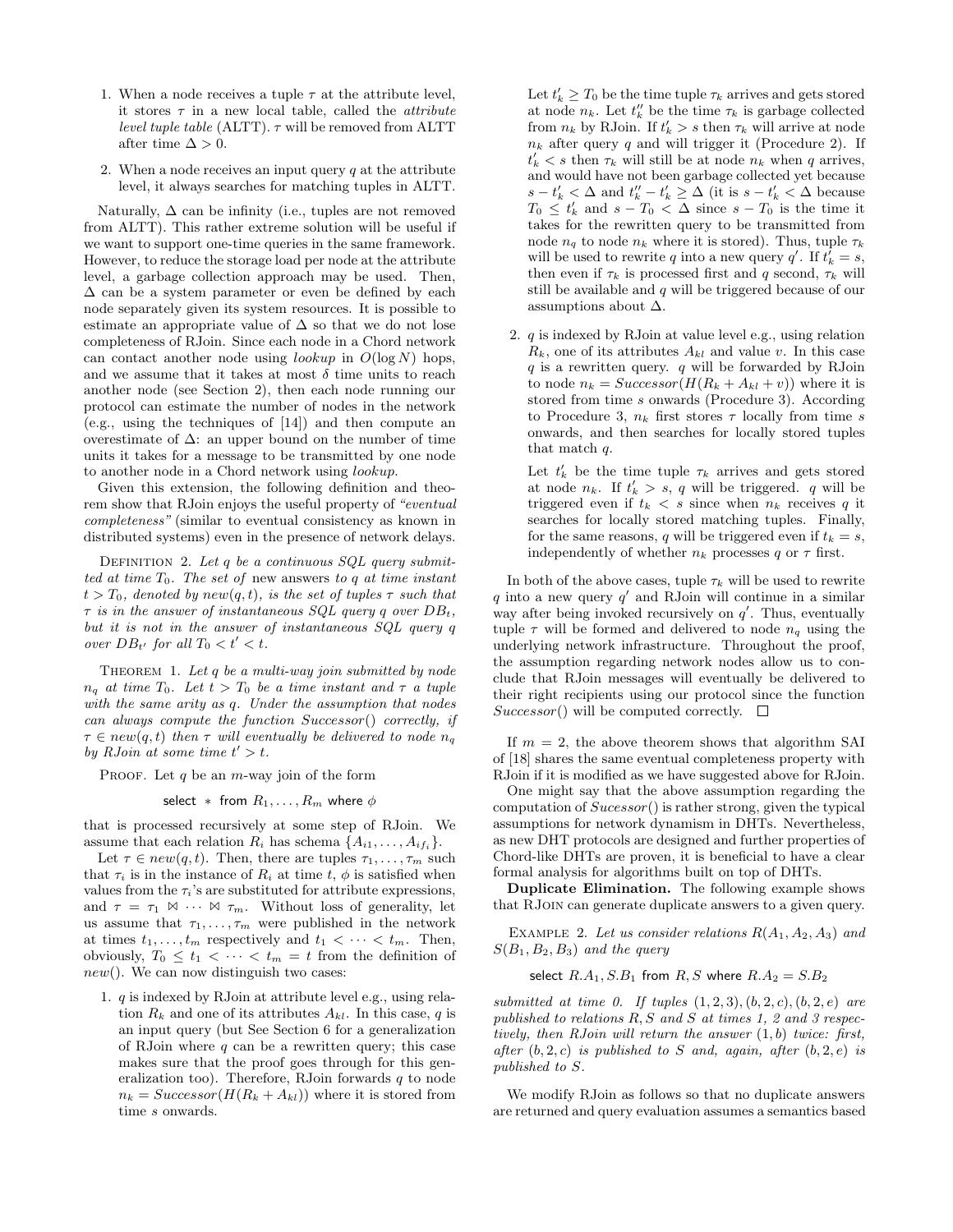1. When a node receives a tuple $\tau$ at the attribute level, it stores $\tau$ in a new local table, called the *attribute level tuple table* (ALTT). $\tau$ will be removed from ALTT after time $\Delta > 0$.

2. When a node receives an input query $q$ at the attribute level, it always searches for matching tuples in ALTT.

Naturally, $\Delta$ can be infinity (i.e., tuples are not removed from ALTT). This rather extreme solution will be useful if we want to support one-time queries in the same framework. However, to reduce the storage load per node at the attribute level, a garbage collection approach may be used. Then, $\Delta$ can be a system parameter or even be defined by each node separately given its system resources. It is possible to estimate an appropriate value of $\Delta$ so that we do not lose completeness of RJoin. Since each node in a Chord network can contact another node using *lookup* in $O(\log N)$ hops, and we assume that it takes at most $\delta$ time units to reach another node (see Section 2), then each node running our protocol can estimate the number of nodes in the network (e.g., using the techniques of [14]) and then compute an overestimate of $\Delta$: an upper bound on the number of time units it takes for a message to be transmitted by one node to another node in a Chord network using *lookup*.

Given this extension, the following definition and theorem show that RJoin enjoys the useful property of *"eventual completeness"* (similar to eventual consistency as known in distributed systems) even in the presence of network delays.

Definition 2. *Let $q$ be a continuous SQL query submitted at time $T_0$. The set of* new answers *to $q$ at time instant $t > T_0$, denoted by $new(q, t)$, is the set of tuples $\tau$ such that $\tau$ is in the answer of instantaneous SQL query $q$ over $DB_t$, but it is not in the answer of instantaneous SQL query $q$ over $DB_{t'}$ for all $T_0 < t' < t$.*

Theorem 1. *Let $q$ be a multi-way join submitted by node $n_q$ at time $T_0$. Let $t > T_0$ be a time instant and $\tau$ a tuple with the same arity as $q$. Under the assumption that nodes can always compute the function $Successor()$ correctly, if $\tau \in new(q, t)$ then $\tau$ will eventually be delivered to node $n_q$ by RJoin at some time $t' > t$.*

Proof. Let $q$ be an $m$-way join of the form

select $*$ from $R_1, \ldots, R_m$ where $\phi$

that is processed recursively at some step of RJoin. We assume that each relation $R_i$ has schema $\{A_{i1}, \ldots, A_{if_i}\}$.

Let $\tau \in new(q, t)$. Then, there are tuples $\tau_1, \ldots, \tau_m$ such that $\tau_i$ is in the instance of $R_i$ at time $t$, $\phi$ is satisfied when values from the $\tau_i$'s are substituted for attribute expressions, and $\tau = \tau_1 \bowtie \cdots \bowtie \tau_m$. Without loss of generality, let us assume that $\tau_1, \ldots, \tau_m$ were published in the network at times $t_1, \ldots, t_m$ respectively and $t_1 < \cdots < t_m$. Then, obviously, $T_0 \leq t_1 < \cdots < t_m = t$ from the definition of $new()$. We can now distinguish two cases:

1. $q$ is indexed by RJoin at attribute level e.g., using relation $R_k$ and one of its attributes $A_{kl}$. In this case, $q$ is an input query (but See Section 6 for a generalization of RJoin where $q$ can be a rewritten query; this case makes sure that the proof goes through for this generalization too). Therefore, RJoin forwards $q$ to node $n_k = Successor(H(R_k + A_{kl}))$ where it is stored from time $s$ onwards.

   Let $t'_k \geq T_0$ be the time tuple $\tau_k$ arrives and gets stored at node $n_k$. Let $t''_k$ be the time $\tau_k$ is garbage collected from $n_k$ by RJoin. If $t'_k > s$ then $\tau_k$ will arrive at node $n_k$ after query $q$ and will trigger it (Procedure 2). If $t'_k < s$ then $\tau_k$ will still be at node $n_k$ when $q$ arrives, and would have not been garbage collected yet because $s - t'_k < \Delta$ and $t''_k - t'_k \geq \Delta$ (it is $s - t'_k < \Delta$ because $T_0 \leq t'_k$ and $s - T_0 < \Delta$ since $s - T_0$ is the time it takes for the rewritten query to be transmitted from node $n_q$ to node $n_k$ where it is stored). Thus, tuple $\tau_k$ will be used to rewrite $q$ into a new query $q'$. If $t'_k = s$, then even if $\tau_k$ is processed first and $q$ second, $\tau_k$ will still be available and $q$ will be triggered because of our assumptions about $\Delta$.

2. $q$ is indexed by RJoin at value level e.g., using relation $R_k$, one of its attributes $A_{kl}$ and value $v$. In this case $q$ is a rewritten query. $q$ will be forwarded by RJoin to node $n_k = Successor(H(R_k + A_{kl} + v))$ where it is stored from time $s$ onwards (Procedure 3). According to Procedure 3, $n_k$ first stores $\tau$ locally from time $s$ onwards, and then searches for locally stored tuples that match $q$.

   Let $t'_k$ be the time tuple $\tau_k$ arrives and gets stored at node $n_k$. If $t'_k > s$, $q$ will be triggered. $q$ will be triggered even if $t_k < s$ since when $n_k$ receives $q$ it searches for locally stored matching tuples. Finally, for the same reasons, $q$ will be triggered even if $t_k = s$, independently of whether $n_k$ processes $q$ or $\tau$ first.

In both of the above cases, tuple $\tau_k$ will be used to rewrite $q$ into a new query $q'$ and RJoin will continue in a similar way after being invoked recursively on $q'$. Thus, eventually tuple $\tau$ will be formed and delivered to node $n_q$ using the underlying network infrastructure. Throughout the proof, the assumption regarding network nodes allow us to conclude that RJoin messages will eventually be delivered to their right recipients using our protocol since the function $Successor()$ will be computed correctly. □

If $m = 2$, the above theorem shows that algorithm SAI of [18] shares the same eventual completeness property with RJoin if it is modified as we have suggested above for RJoin.

One might say that the above assumption regarding the computation of $Sucessor()$ is rather strong, given the typical assumptions for network dynamism in DHTs. Nevertheless, as new DHT protocols are designed and further properties of Chord-like DHTs are proven, it is beneficial to have a clear formal analysis for algorithms built on top of DHTs.

**Duplicate Elimination.** The following example shows that RJoin can generate duplicate answers to a given query.

Example 2. *Let us consider relations $R(A_1, A_2, A_3)$ and $S(B_1, B_2, B_3)$ and the query*

select $R.A_1, S.B_1$ from $R, S$ where $R.A_2 = S.B_2$

*submitted at time 0. If tuples $(1, 2, 3), (b, 2, c), (b, 2, e)$ are published to relations $R, S$ and $S$ at times 1, 2 and 3 respectively, then RJoin will return the answer $(1, b)$ twice: first, after $(b, 2, c)$ is published to $S$ and, again, after $(b, 2, e)$ is published to $S$.*

We modify RJoin as follows so that no duplicate answers are returned and query evaluation assumes a semantics based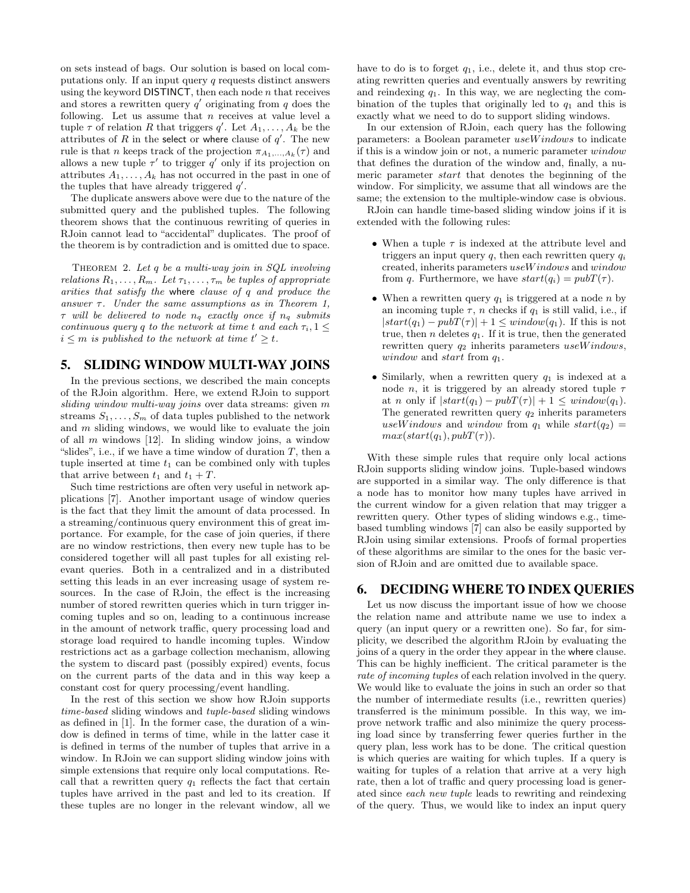on sets instead of bags. Our solution is based on local computations only. If an input query $q$ requests distinct answers using the keyword DISTINCT, then each node $n$ that receives and stores a rewritten query $q'$ originating from $q$ does the following. Let us assume that $n$ receives at value level a tuple $\tau$ of relation $R$ that triggers $q'$. Let $A_1, \ldots, A_k$ be the attributes of $R$ in the select or where clause of $q'$. The new rule is that $n$ keeps track of the projection $\pi_{A_1,\ldots,A_k}(\tau)$ and allows a new tuple $\tau'$ to trigger $q'$ only if its projection on attributes $A_1, \ldots, A_k$ has not occurred in the past in one of the tuples that have already triggered $q'$.

The duplicate answers above were due to the nature of the submitted query and the published tuples. The following theorem shows that the continuous rewriting of queries in RJoin cannot lead to "accidental" duplicates. The proof of the theorem is by contradiction and is omitted due to space.

Theorem 2. *Let $q$ be a multi-way join in SQL involving relations $R_1, \ldots, R_m$. Let $\tau_1, \ldots, \tau_m$ be tuples of appropriate arities that satisfy the* where *clause of $q$ and produce the answer $\tau$. Under the same assumptions as in Theorem 1, $\tau$ will be delivered to node $n_q$ exactly once if $n_q$ submits continuous query $q$ to the network at time $t$ and each $\tau_i, 1 \le i \le m$ is published to the network at time $t' \ge t$.*

## 5. SLIDING WINDOW MULTI-WAY JOINS

In the previous sections, we described the main concepts of the RJoin algorithm. Here, we extend RJoin to support *sliding window multi-way joins* over data streams: given $m$ streams $S_1, \ldots, S_m$ of data tuples published to the network and $m$ sliding windows, we would like to evaluate the join of all $m$ windows [12]. In sliding window joins, a window "slides", i.e., if we have a time window of duration $T$, then a tuple inserted at time $t_1$ can be combined only with tuples that arrive between $t_1$ and $t_1 + T$.

Such time restrictions are often very useful in network applications [7]. Another important usage of window queries is the fact that they limit the amount of data processed. In a streaming/continuous query environment this of great importance. For example, for the case of join queries, if there are no window restrictions, then every new tuple has to be considered together will all past tuples for all existing relevant queries. Both in a centralized and in a distributed setting this leads in an ever increasing usage of system resources. In the case of RJoin, the effect is the increasing number of stored rewritten queries which in turn trigger incoming tuples and so on, leading to a continuous increase in the amount of network traffic, query processing load and storage load required to handle incoming tuples. Window restrictions act as a garbage collection mechanism, allowing the system to discard past (possibly expired) events, focus on the current parts of the data and in this way keep a constant cost for query processing/event handling.

In the rest of this section we show how RJoin supports *time-based* sliding windows and *tuple-based* sliding windows as defined in [1]. In the former case, the duration of a window is defined in terms of time, while in the latter case it is defined in terms of the number of tuples that arrive in a window. In RJoin we can support sliding window joins with simple extensions that require only local computations. Recall that a rewritten query $q_1$ reflects the fact that certain tuples have arrived in the past and led to its creation. If these tuples are no longer in the relevant window, all we have to do is to forget $q_1$, i.e., delete it, and thus stop creating rewritten queries and eventually answers by rewriting and reindexing $q_1$. In this way, we are neglecting the combination of the tuples that originally led to $q_1$ and this is exactly what we need to do to support sliding windows.

In our extension of RJoin, each query has the following parameters: a Boolean parameter $useWindows$ to indicate if this is a window join or not, a numeric parameter $window$ that defines the duration of the window and, finally, a numeric parameter $start$ that denotes the beginning of the window. For simplicity, we assume that all windows are the same; the extension to the multiple-window case is obvious.

RJoin can handle time-based sliding window joins if it is extended with the following rules:

- When a tuple $\tau$ is indexed at the attribute level and triggers an input query $q$, then each rewritten query $q_i$ created, inherits parameters $useWindows$ and $window$ from $q$. Furthermore, we have $start(q_i) = pubT(\tau)$.
- When a rewritten query $q_1$ is triggered at a node $n$ by an incoming tuple $\tau$, $n$ checks if $q_1$ is still valid, i.e., if $|start(q_1) - pubT(\tau)| + 1 \le window(q_1)$. If this is not true, then $n$ deletes $q_1$. If it is true, then the generated rewritten query $q_2$ inherits parameters $useWindows$, $window$ and $start$ from $q_1$.
- Similarly, when a rewritten query $q_1$ is indexed at a node $n$, it is triggered by an already stored tuple $\tau$ at $n$ only if $|start(q_1) - pubT(\tau)| + 1 \le window(q_1)$. The generated rewritten query $q_2$ inherits parameters $useWindows$ and $window$ from $q_1$ while $start(q_2) = max(start(q_1), pubT(\tau))$.

With these simple rules that require only local actions RJoin supports sliding window joins. Tuple-based windows are supported in a similar way. The only difference is that a node has to monitor how many tuples have arrived in the current window for a given relation that may trigger a rewritten query. Other types of sliding windows e.g., time-based tumbling windows [7] can also be easily supported by RJoin using similar extensions. Proofs of formal properties of these algorithms are similar to the ones for the basic version of RJoin and are omitted due to available space.

## 6. DECIDING WHERE TO INDEX QUERIES

Let us now discuss the important issue of how we choose the relation name and attribute name we use to index a query (an input query or a rewritten one). So far, for simplicity, we described the algorithm RJoin by evaluating the joins of a query in the order they appear in the where clause. This can be highly inefficient. The critical parameter is the *rate of incoming tuples* of each relation involved in the query. We would like to evaluate the joins in such an order so that the number of intermediate results (i.e., rewritten queries) transferred is the minimum possible. In this way, we improve network traffic and also minimize the query processing load since by transferring fewer queries further in the query plan, less work has to be done. The critical question is which queries are waiting for which tuples. If a query is waiting for tuples of a relation that arrive at a very high rate, then a lot of traffic and query processing load is generated since *each new tuple* leads to rewriting and reindexing of the query. Thus, we would like to index an input query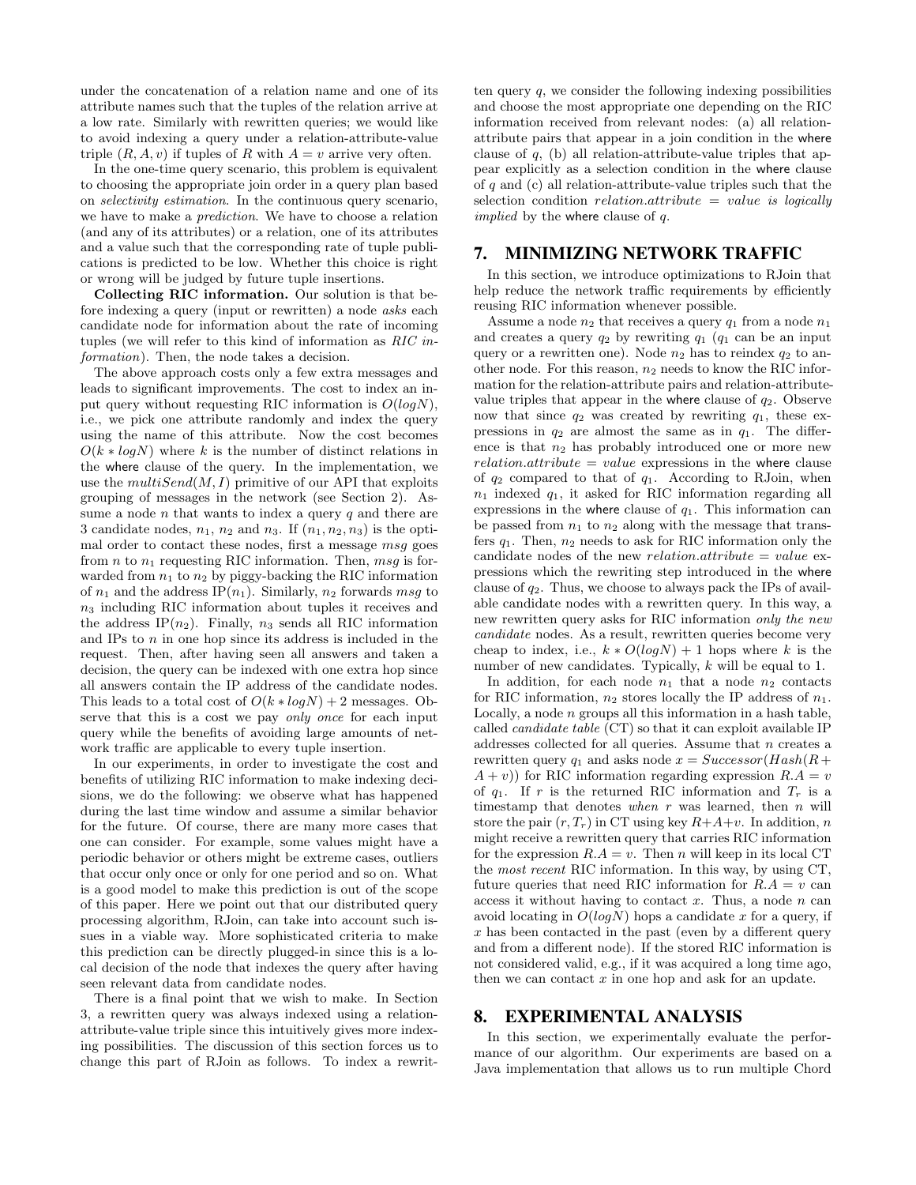under the concatenation of a relation name and one of its attribute names such that the tuples of the relation arrive at a low rate. Similarly with rewritten queries; we would like to avoid indexing a query under a relation-attribute-value triple $(R, A, v)$ if tuples of $R$ with $A = v$ arrive very often.

In the one-time query scenario, this problem is equivalent to choosing the appropriate join order in a query plan based on *selectivity estimation*. In the continuous query scenario, we have to make a *prediction*. We have to choose a relation (and any of its attributes) or a relation, one of its attributes and a value such that the corresponding rate of tuple publications is predicted to be low. Whether this choice is right or wrong will be judged by future tuple insertions.

**Collecting RIC information.** Our solution is that before indexing a query (input or rewritten) a node *asks* each candidate node for information about the rate of incoming tuples (we will refer to this kind of information as *RIC information*). Then, the node takes a decision.

The above approach costs only a few extra messages and leads to significant improvements. The cost to index an input query without requesting RIC information is $O(logN)$, i.e., we pick one attribute randomly and index the query using the name of this attribute. Now the cost becomes $O(k * logN)$ where $k$ is the number of distinct relations in the where clause of the query. In the implementation, we use the $multiSend(M, I)$ primitive of our API that exploits grouping of messages in the network (see Section 2). Assume a node $n$ that wants to index a query $q$ and there are 3 candidate nodes, $n_1$, $n_2$ and $n_3$. If $(n_1, n_2, n_3)$ is the optimal order to contact these nodes, first a message $msg$ goes from $n$ to $n_1$ requesting RIC information. Then, $msg$ is forwarded from $n_1$ to $n_2$ by piggy-backing the RIC information of $n_1$ and the address IP$(n_1)$. Similarly, $n_2$ forwards $msg$ to $n_3$ including RIC information about tuples it receives and the address IP$(n_2)$. Finally, $n_3$ sends all RIC information and IPs to $n$ in one hop since its address is included in the request. Then, after having seen all answers and taken a decision, the query can be indexed with one extra hop since all answers contain the IP address of the candidate nodes. This leads to a total cost of $O(k * logN) + 2$ messages. Observe that this is a cost we pay *only once* for each input query while the benefits of avoiding large amounts of network traffic are applicable to every tuple insertion.

In our experiments, in order to investigate the cost and benefits of utilizing RIC information to make indexing decisions, we do the following: we observe what has happened during the last time window and assume a similar behavior for the future. Of course, there are many more cases that one can consider. For example, some values might have a periodic behavior or others might be extreme cases, outliers that occur only once or only for one period and so on. What is a good model to make this prediction is out of the scope of this paper. Here we point out that our distributed query processing algorithm, RJoin, can take into account such issues in a viable way. More sophisticated criteria to make this prediction can be directly plugged-in since this is a local decision of the node that indexes the query after having seen relevant data from candidate nodes.

There is a final point that we wish to make. In Section 3, a rewritten query was always indexed using a relation-attribute-value triple since this intuitively gives more indexing possibilities. The discussion of this section forces us to change this part of RJoin as follows. To index a rewritten query $q$, we consider the following indexing possibilities and choose the most appropriate one depending on the RIC information received from relevant nodes: (a) all relation-attribute pairs that appear in a join condition in the where clause of $q$, (b) all relation-attribute-value triples that appear explicitly as a selection condition in the where clause of $q$ and (c) all relation-attribute-value triples such that the selection condition $relation.attribute = value$ *is logically implied* by the where clause of $q$.

## 7. MINIMIZING NETWORK TRAFFIC

In this section, we introduce optimizations to RJoin that help reduce the network traffic requirements by efficiently reusing RIC information whenever possible.

Assume a node $n_2$ that receives a query $q_1$ from a node $n_1$ and creates a query $q_2$ by rewriting $q_1$ ($q_1$ can be an input query or a rewritten one). Node $n_2$ has to reindex $q_2$ to another node. For this reason, $n_2$ needs to know the RIC information for the relation-attribute pairs and relation-attribute-value triples that appear in the where clause of $q_2$. Observe now that since $q_2$ was created by rewriting $q_1$, these expressions in $q_2$ are almost the same as in $q_1$. The difference is that $n_2$ has probably introduced one or more new $relation.attribute = value$ expressions in the where clause of $q_2$ compared to that of $q_1$. According to RJoin, when $n_1$ indexed $q_1$, it asked for RIC information regarding all expressions in the where clause of $q_1$. This information can be passed from $n_1$ to $n_2$ along with the message that transfers $q_1$. Then, $n_2$ needs to ask for RIC information only the candidate nodes of the new $relation.attribute = value$ expressions which the rewriting step introduced in the where clause of $q_2$. Thus, we choose to always pack the IPs of available candidate nodes with a rewritten query. In this way, a new rewritten query asks for RIC information *only the new candidate* nodes. As a result, rewritten queries become very cheap to index, i.e., $k * O(logN) + 1$ hops where $k$ is the number of new candidates. Typically, $k$ will be equal to 1.

In addition, for each node $n_1$ that a node $n_2$ contacts for RIC information, $n_2$ stores locally the IP address of $n_1$. Locally, a node $n$ groups all this information in a hash table, called *candidate table* (CT) so that it can exploit available IP addresses collected for all queries. Assume that $n$ creates a rewritten query $q_1$ and asks node $x = Successor(Hash(R + A + v))$ for RIC information regarding expression $R.A = v$ of $q_1$. If $r$ is the returned RIC information and $T_r$ is a timestamp that denotes *when* $r$ was learned, then $n$ will store the pair $(r, T_r)$ in CT using key $R$+$A$+$v$. In addition, $n$ might receive a rewritten query that carries RIC information for the expression $R.A = v$. Then $n$ will keep in its local CT the *most recent* RIC information. In this way, by using CT, future queries that need RIC information for $R.A = v$ can access it without having to contact $x$. Thus, a node $n$ can avoid locating in $O(logN)$ hops a candidate $x$ for a query, if $x$ has been contacted in the past (even by a different query and from a different node). If the stored RIC information is not considered valid, e.g., if it was acquired a long time ago, then we can contact $x$ in one hop and ask for an update.

## 8. EXPERIMENTAL ANALYSIS

In this section, we experimentally evaluate the performance of our algorithm. Our experiments are based on a Java implementation that allows us to run multiple Chord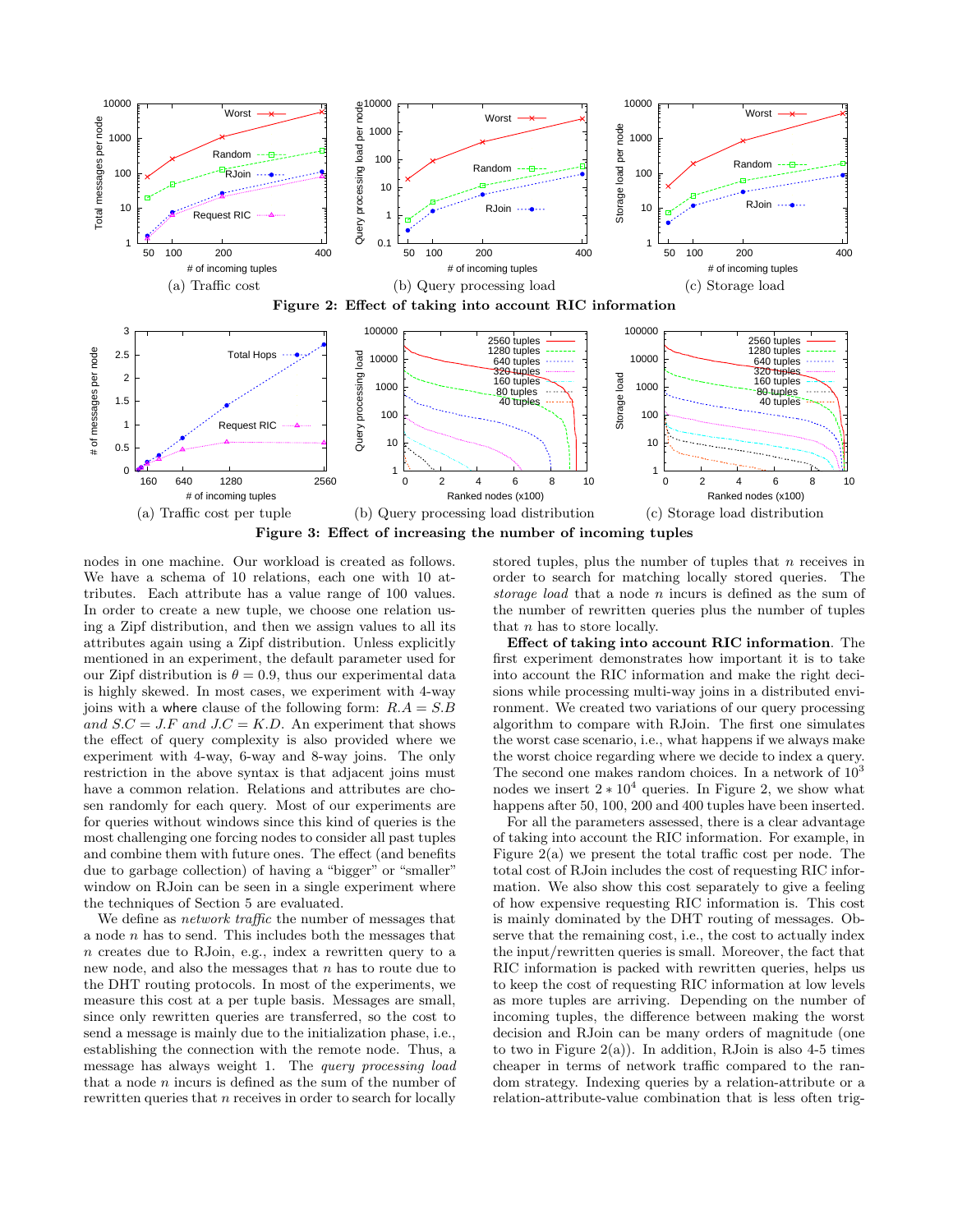(a) Traffic cost (b) Query processing load (c) Storage load

**Figure 2: Effect of taking into account RIC information**

(a) Traffic cost per tuple (b) Query processing load distribution (c) Storage load distribution

**Figure 3: Effect of increasing the number of incoming tuples**

nodes in one machine. Our workload is created as follows. We have a schema of 10 relations, each one with 10 attributes. Each attribute has a value range of 100 values. In order to create a new tuple, we choose one relation using a Zipf distribution, and then we assign values to all its attributes again using a Zipf distribution. Unless explicitly mentioned in an experiment, the default parameter used for our Zipf distribution is $\theta = 0.9$, thus our experimental data is highly skewed. In most cases, we experiment with 4-way joins with a where clause of the following form: $R.A = S.B$ *and* $S.C = J.F$ *and* $J.C = K.D$. An experiment that shows the effect of query complexity is also provided where we experiment with 4-way, 6-way and 8-way joins. The only restriction in the above syntax is that adjacent joins must have a common relation. Relations and attributes are chosen randomly for each query. Most of our experiments are for queries without windows since this kind of queries is the most challenging one forcing nodes to consider all past tuples and combine them with future ones. The effect (and benefits due to garbage collection) of having a "bigger" or "smaller" window on RJoin can be seen in a single experiment where the techniques of Section 5 are evaluated.

We define as *network traffic* the number of messages that a node $n$ has to send. This includes both the messages that $n$ creates due to RJoin, e.g., index a rewritten query to a new node, and also the messages that $n$ has to route due to the DHT routing protocols. In most of the experiments, we measure this cost at a per tuple basis. Messages are small, since only rewritten queries are transferred, so the cost to send a message is mainly due to the initialization phase, i.e., establishing the connection with the remote node. Thus, a message has always weight 1. The *query processing load* that a node $n$ incurs is defined as the sum of the number of rewritten queries that $n$ receives in order to search for locally stored tuples, plus the number of tuples that $n$ receives in order to search for matching locally stored queries. The *storage load* that a node $n$ incurs is defined as the sum of the number of rewritten queries plus the number of tuples that $n$ has to store locally.

**Effect of taking into account RIC information**. The first experiment demonstrates how important it is to take into account the RIC information and make the right decisions while processing multi-way joins in a distributed environment. We created two variations of our query processing algorithm to compare with RJoin. The first one simulates the worst case scenario, i.e., what happens if we always make the worst choice regarding where we decide to index a query. The second one makes random choices. In a network of $10^3$ nodes we insert $2 * 10^4$ queries. In Figure 2, we show what happens after 50, 100, 200 and 400 tuples have been inserted.

For all the parameters assessed, there is a clear advantage of taking into account the RIC information. For example, in Figure 2(a) we present the total traffic cost per node. The total cost of RJoin includes the cost of requesting RIC information. We also show this cost separately to give a feeling of how expensive requesting RIC information is. This cost is mainly dominated by the DHT routing of messages. Observe that the remaining cost, i.e., the cost to actually index the input/rewritten queries is small. Moreover, the fact that RIC information is packed with rewritten queries, helps us to keep the cost of requesting RIC information at low levels as more tuples are arriving. Depending on the number of incoming tuples, the difference between making the worst decision and RJoin can be many orders of magnitude (one to two in Figure 2(a)). In addition, RJoin is also 4-5 times cheaper in terms of network traffic compared to the random strategy. Indexing queries by a relation-attribute or a relation-attribute-value combination that is less often trig-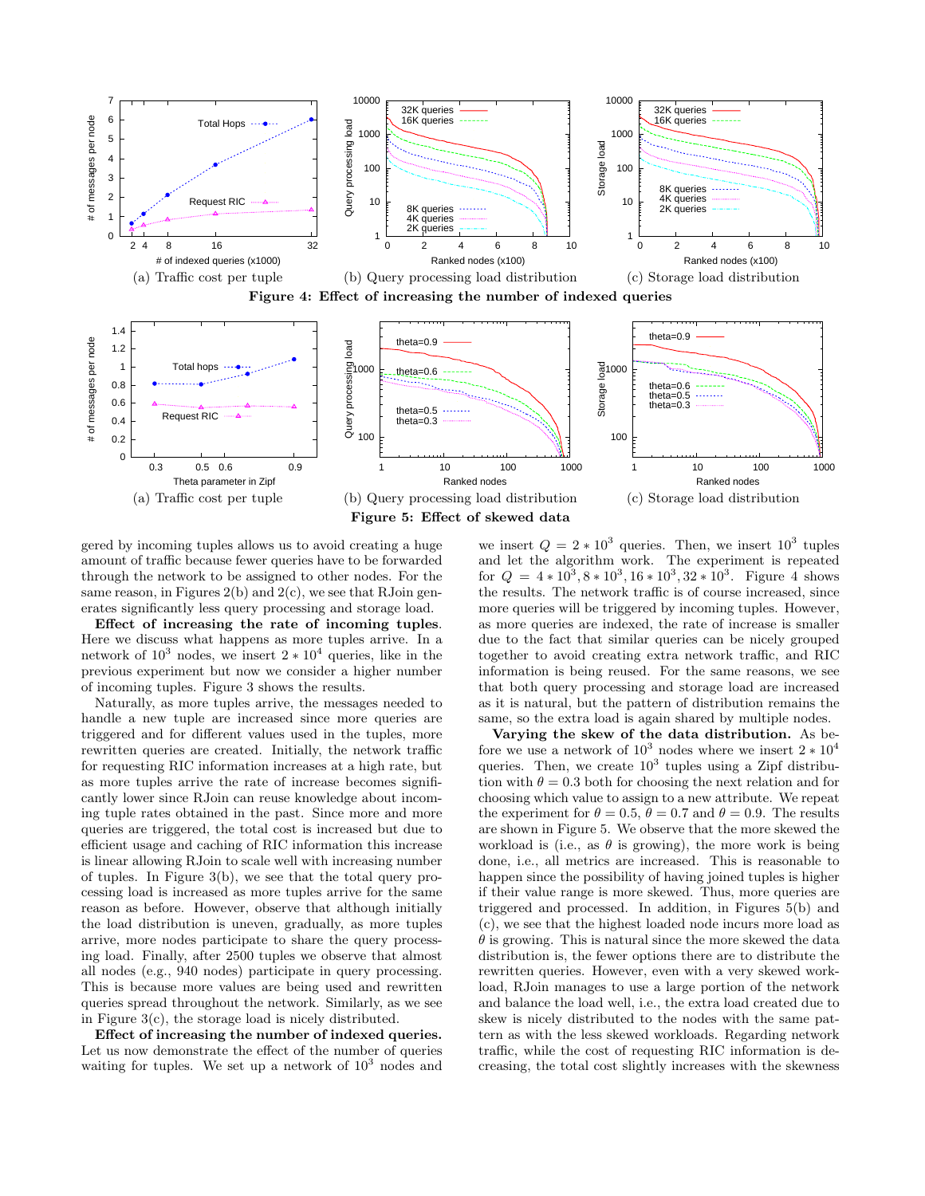(a) Traffic cost per tuple (b) Query processing load distribution (c) Storage load distribution

**Figure 4: Effect of increasing the number of indexed queries**

(a) Traffic cost per tuple (b) Query processing load distribution (c) Storage load distribution

**Figure 5: Effect of skewed data**

gered by incoming tuples allows us to avoid creating a huge amount of traffic because fewer queries have to be forwarded through the network to be assigned to other nodes. For the same reason, in Figures 2(b) and 2(c), we see that RJoin generates significantly less query processing and storage load.

**Effect of increasing the rate of incoming tuples**. Here we discuss what happens as more tuples arrive. In a network of $10^3$ nodes, we insert $2 * 10^4$ queries, like in the previous experiment but now we consider a higher number of incoming tuples. Figure 3 shows the results.

Naturally, as more tuples arrive, the messages needed to handle a new tuple are increased since more queries are triggered and for different values used in the tuples, more rewritten queries are created. Initially, the network traffic for requesting RIC information increases at a high rate, but as more tuples arrive the rate of increase becomes significantly lower since RJoin can reuse knowledge about incoming tuple rates obtained in the past. Since more and more queries are triggered, the total cost is increased but due to efficient usage and caching of RIC information this increase is linear allowing RJoin to scale well with increasing number of tuples. In Figure 3(b), we see that the total query processing load is increased as more tuples arrive for the same reason as before. However, observe that although initially the load distribution is uneven, gradually, as more tuples arrive, more nodes participate to share the query processing load. Finally, after 2500 tuples we observe that almost all nodes (e.g., 940 nodes) participate in query processing. This is because more values are being used and rewritten queries spread throughout the network. Similarly, as we see in Figure 3(c), the storage load is nicely distributed.

**Effect of increasing the number of indexed queries.** Let us now demonstrate the effect of the number of queries waiting for tuples. We set up a network of $10^3$ nodes and we insert $Q = 2 * 10^3$ queries. Then, we insert $10^3$ tuples and let the algorithm work. The experiment is repeated for $Q = 4 * 10^3, 8 * 10^3, 16 * 10^3, 32 * 10^3$. Figure 4 shows the results. The network traffic is of course increased, since more queries will be triggered by incoming tuples. However, as more queries are indexed, the rate of increase is smaller due to the fact that similar queries can be nicely grouped together to avoid creating extra network traffic, and RIC information is being reused. For the same reasons, we see that both query processing and storage load are increased as it is natural, but the pattern of distribution remains the same, so the extra load is again shared by multiple nodes.

**Varying the skew of the data distribution.** As before we use a network of $10^3$ nodes where we insert $2 * 10^4$ queries. Then, we create $10^3$ tuples using a Zipf distribution with $\theta = 0.3$ both for choosing the next relation and for choosing which value to assign to a new attribute. We repeat the experiment for $\theta = 0.5$, $\theta = 0.7$ and $\theta = 0.9$. The results are shown in Figure 5. We observe that the more skewed the workload is (i.e., as $\theta$ is growing), the more work is being done, i.e., all metrics are increased. This is reasonable to happen since the possibility of having joined tuples is higher if their value range is more skewed. Thus, more queries are triggered and processed. In addition, in Figures 5(b) and (c), we see that the highest loaded node incurs more load as $\theta$ is growing. This is natural since the more skewed the data distribution is, the fewer options there are to distribute the rewritten queries. However, even with a very skewed workload, RJoin manages to use a large portion of the network and balance the load well, i.e., the extra load created due to skew is nicely distributed to the nodes with the same pattern as with the less skewed workloads. Regarding network traffic, while the cost of requesting RIC information is decreasing, the total cost slightly increases with the skewness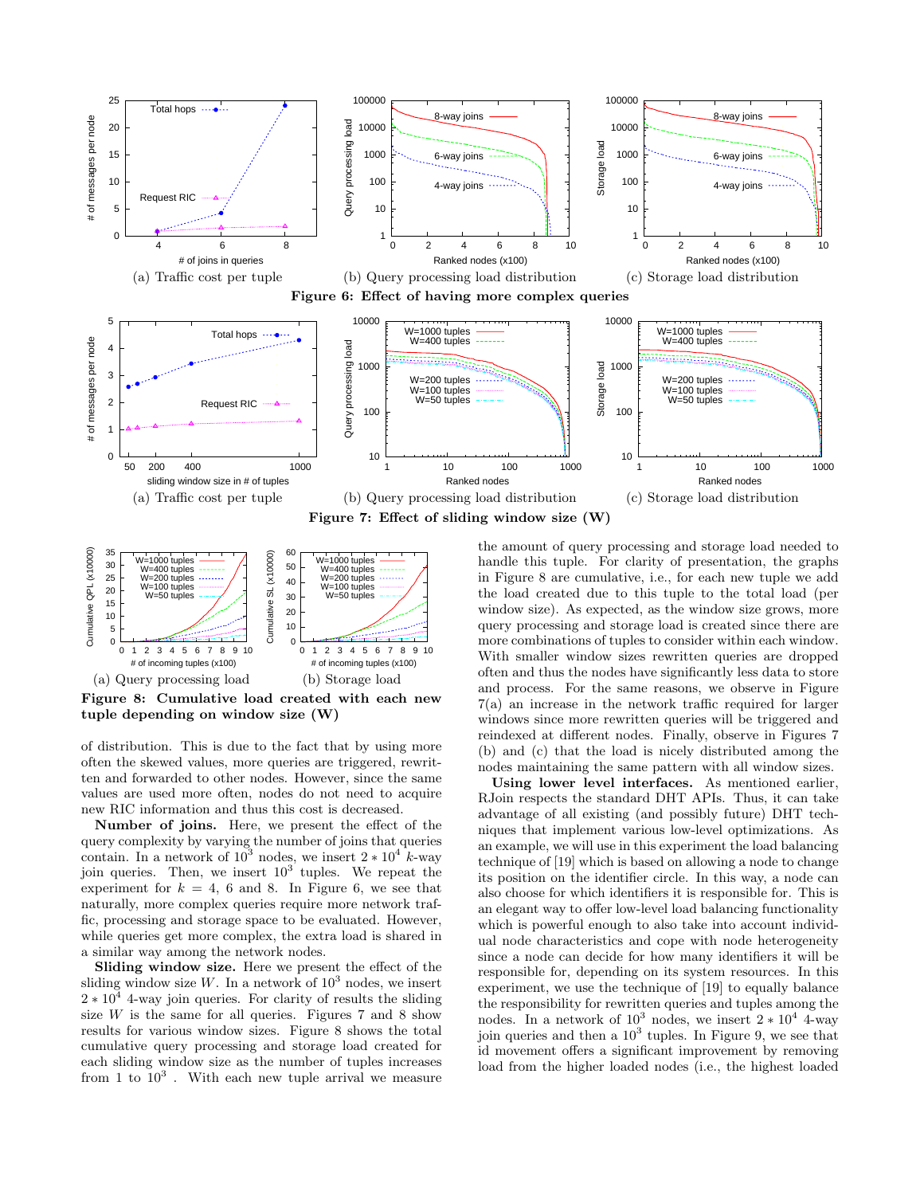(a) Traffic cost per tuple (b) Query processing load distribution (c) Storage load distribution

**Figure 6: Effect of having more complex queries**

(a) Traffic cost per tuple (b) Query processing load distribution (c) Storage load distribution

**Figure 7: Effect of sliding window size (W)**

(a) Query processing load (b) Storage load

**Figure 8: Cumulative load created with each new tuple depending on window size (W)**

of distribution. This is due to the fact that by using more often the skewed values, more queries are triggered, rewritten and forwarded to other nodes. However, since the same values are used more often, nodes do not need to acquire new RIC information and thus this cost is decreased.

**Number of joins.** Here, we present the effect of the query complexity by varying the number of joins that queries contain. In a network of $10^3$ nodes, we insert $2 * 10^4$ $k$-way join queries. Then, we insert $10^3$ tuples. We repeat the experiment for $k = 4$, 6 and 8. In Figure 6, we see that naturally, more complex queries require more network traffic, processing and storage space to be evaluated. However, while queries get more complex, the extra load is shared in a similar way among the network nodes.

**Sliding window size.** Here we present the effect of the sliding window size $W$. In a network of $10^3$ nodes, we insert $2 * 10^4$ 4-way join queries. For clarity of results the sliding size $W$ is the same for all queries. Figures 7 and 8 show results for various window sizes. Figure 8 shows the total cumulative query processing and storage load created for each sliding window size as the number of tuples increases from 1 to $10^3$ . With each new tuple arrival we measure the amount of query processing and storage load needed to handle this tuple. For clarity of presentation, the graphs in Figure 8 are cumulative, i.e., for each new tuple we add the load created due to this tuple to the total load (per window size). As expected, as the window size grows, more query processing and storage load is created since there are more combinations of tuples to consider within each window. With smaller window sizes rewritten queries are dropped often and thus the nodes have significantly less data to store and process. For the same reasons, we observe in Figure 7(a) an increase in the network traffic required for larger windows since more rewritten queries will be triggered and reindexed at different nodes. Finally, observe in Figures 7 (b) and (c) that the load is nicely distributed among the nodes maintaining the same pattern with all window sizes.

**Using lower level interfaces.** As mentioned earlier, RJoin respects the standard DHT APIs. Thus, it can take advantage of all existing (and possibly future) DHT techniques that implement various low-level optimizations. As an example, we will use in this experiment the load balancing technique of [19] which is based on allowing a node to change its position on the identifier circle. In this way, a node can also choose for which identifiers it is responsible for. This is an elegant way to offer low-level load balancing functionality which is powerful enough to also take into account individual node characteristics and cope with node heterogeneity since a node can decide for how many identifiers it will be responsible for, depending on its system resources. In this experiment, we use the technique of [19] to equally balance the responsibility for rewritten queries and tuples among the nodes. In a network of $10^3$ nodes, we insert $2 * 10^4$ 4-way join queries and then a $10^3$ tuples. In Figure 9, we see that id movement offers a significant improvement by removing load from the higher loaded nodes (i.e., the highest loaded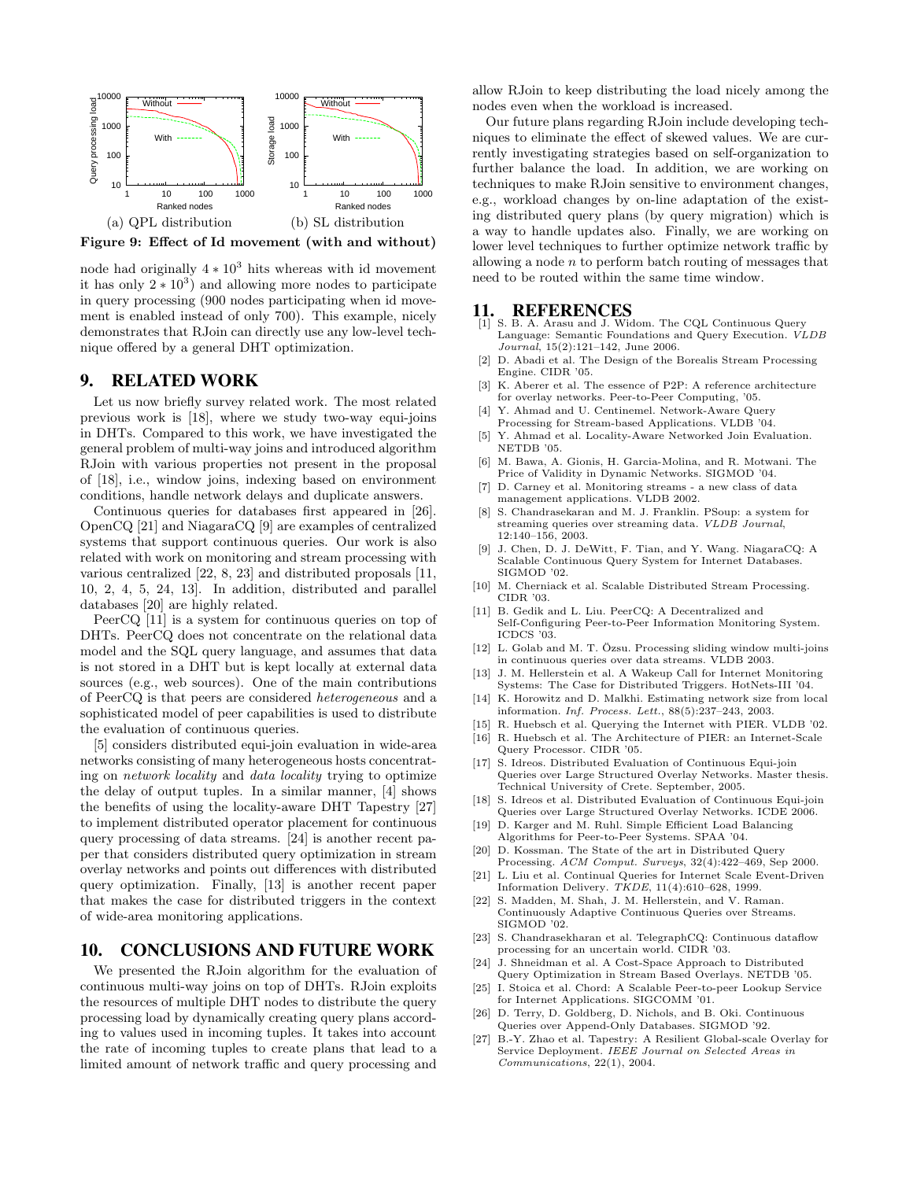10000
Without
With
Query processing load
1000
100
10
1 10 100 1000
Ranked nodes

(a) QPL distribution

10000
Without
With
Storage load
1000
100
10
1 10 100 1000
Ranked nodes

(b) SL distribution

**Figure 9: Effect of Id movement (with and without)**

node had originally $4 * 10^3$ hits whereas with id movement it has only $2 * 10^3$) and allowing more nodes to participate in query processing (900 nodes participating when id movement is enabled instead of only 700). This example, nicely demonstrates that RJoin can directly use any low-level technique offered by a general DHT optimization.

## 9. RELATED WORK

Let us now briefly survey related work. The most related previous work is [18], where we study two-way equi-joins in DHTs. Compared to this work, we have investigated the general problem of multi-way joins and introduced algorithm RJoin with various properties not present in the proposal of [18], i.e., window joins, indexing based on environment conditions, handle network delays and duplicate answers.

Continuous queries for databases first appeared in [26]. OpenCQ [21] and NiagaraCQ [9] are examples of centralized systems that support continuous queries. Our work is also related with work on monitoring and stream processing with various centralized [22, 8, 23] and distributed proposals [11, 10, 2, 4, 5, 24, 13]. In addition, distributed and parallel databases [20] are highly related.

PeerCQ [11] is a system for continuous queries on top of DHTs. PeerCQ does not concentrate on the relational data model and the SQL query language, and assumes that data is not stored in a DHT but is kept locally at external data sources (e.g., web sources). One of the main contributions of PeerCQ is that peers are considered *heterogeneous* and a sophisticated model of peer capabilities is used to distribute the evaluation of continuous queries.

[5] considers distributed equi-join evaluation in wide-area networks consisting of many heterogeneous hosts concentrating on *network locality* and *data locality* trying to optimize the delay of output tuples. In a similar manner, [4] shows the benefits of using the locality-aware DHT Tapestry [27] to implement distributed operator placement for continuous query processing of data streams. [24] is another recent paper that considers distributed query optimization in stream overlay networks and points out differences with distributed query optimization. Finally, [13] is another recent paper that makes the case for distributed triggers in the context of wide-area monitoring applications.

## 10. CONCLUSIONS AND FUTURE WORK

We presented the RJoin algorithm for the evaluation of continuous multi-way joins on top of DHTs. RJoin exploits the resources of multiple DHT nodes to distribute the query processing load by dynamically creating query plans according to values used in incoming tuples. It takes into account the rate of incoming tuples to create plans that lead to a limited amount of network traffic and query processing and allow RJoin to keep distributing the load nicely among the nodes even when the workload is increased.

Our future plans regarding RJoin include developing techniques to eliminate the effect of skewed values. We are currently investigating strategies based on self-organization to further balance the load. In addition, we are working on techniques to make RJoin sensitive to environment changes, e.g., workload changes by on-line adaptation of the existing distributed query plans (by query migration) which is a way to handle updates also. Finally, we are working on lower level techniques to further optimize network traffic by allowing a node $n$ to perform batch routing of messages that need to be routed within the same time window.

## 11. REFERENCES

[1] S. B. A. Arasu and J. Widom. The CQL Continuous Query Language: Semantic Foundations and Query Execution. *VLDB Journal*, 15(2):121–142, June 2006.

[2] D. Abadi et al. The Design of the Borealis Stream Processing Engine. CIDR '05.

[3] K. Aberer et al. The essence of P2P: A reference architecture for overlay networks. Peer-to-Peer Computing, '05.

[4] Y. Ahmad and U. Centinemel. Network-Aware Query Processing for Stream-based Applications. VLDB '04.

[5] Y. Ahmad et al. Locality-Aware Networked Join Evaluation. NETDB '05.

[6] M. Bawa, A. Gionis, H. Garcia-Molina, and R. Motwani. The Price of Validity in Dynamic Networks. SIGMOD '04.

[7] D. Carney et al. Monitoring streams - a new class of data management applications. VLDB 2002.

[8] S. Chandrasekaran and M. J. Franklin. PSoup: a system for streaming queries over streaming data. *VLDB Journal*, 12:140–156, 2003.

[9] J. Chen, D. J. DeWitt, F. Tian, and Y. Wang. NiagaraCQ: A Scalable Continuous Query System for Internet Databases. SIGMOD '02.

[10] M. Cherniack et al. Scalable Distributed Stream Processing. CIDR '03.

[11] B. Gedik and L. Liu. PeerCQ: A Decentralized and Self-Configuring Peer-to-Peer Information Monitoring System. ICDCS '03.

[12] L. Golab and M. T. Özsu. Processing sliding window multi-joins in continuous queries over data streams. VLDB 2003.

[13] J. M. Hellerstein et al. A Wakeup Call for Internet Monitoring Systems: The Case for Distributed Triggers. HotNets-III '04.

[14] K. Horowitz and D. Malkhi. Estimating network size from local information. *Inf. Process. Lett.*, 88(5):237–243, 2003.

[15] R. Huebsch et al. Querying the Internet with PIER. VLDB '02.

[16] R. Huebsch et al. The Architecture of PIER: an Internet-Scale Query Processor. CIDR '05.

[17] S. Idreos. Distributed Evaluation of Continuous Equi-join Queries over Large Structured Overlay Networks. Master thesis. Technical University of Crete. September, 2005.

[18] S. Idreos et al. Distributed Evaluation of Continuous Equi-join Queries over Large Structured Overlay Networks. ICDE 2006.

[19] D. Karger and M. Ruhl. Simple Efficient Load Balancing Algorithms for Peer-to-Peer Systems. SPAA '04.

[20] D. Kossman. The State of the art in Distributed Query Processing. *ACM Comput. Surveys*, 32(4):422–469, Sep 2000.

[21] L. Liu et al. Continual Queries for Internet Scale Event-Driven Information Delivery. *TKDE*, 11(4):610–628, 1999.

[22] S. Madden, M. Shah, J. M. Hellerstein, and V. Raman. Continuously Adaptive Continuous Queries over Streams. SIGMOD '02.

[23] S. Chandrasekharan et al. TelegraphCQ: Continuous dataflow processing for an uncertain world. CIDR '03.

[24] J. Shneidman et al. A Cost-Space Approach to Distributed Query Optimization in Stream Based Overlays. NETDB '05.

[25] I. Stoica et al. Chord: A Scalable Peer-to-peer Lookup Service for Internet Applications. SIGCOMM '01.

[26] D. Terry, D. Goldberg, D. Nichols, and B. Oki. Continuous Queries over Append-Only Databases. SIGMOD '92.

[27] B.-Y. Zhao et al. Tapestry: A Resilient Global-scale Overlay for Service Deployment. *IEEE Journal on Selected Areas in Communications*, 22(1), 2004.